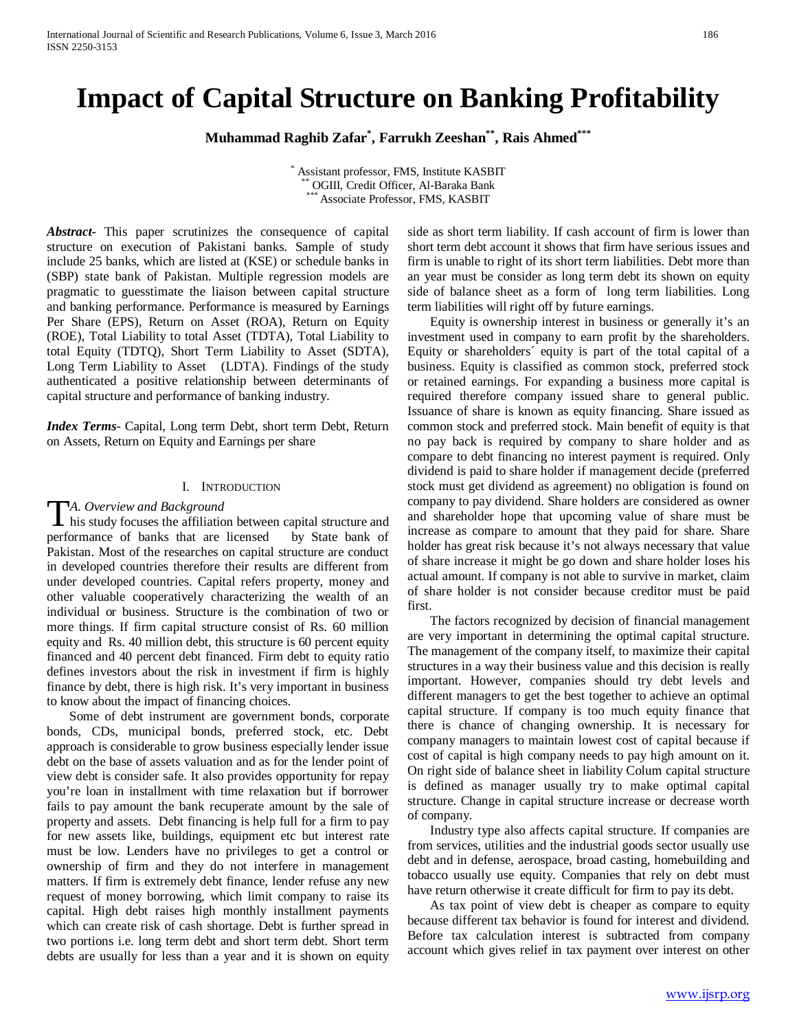# Impact of Capital Structure on Banking Profitability

**Muhammad Raghib Zafar[\*], Farrukh Zeeshan[\*\*], Rais Ahmed[\*\*\*]**

[\*] Assistant professor, FMS, Institute KASBIT
[\*\*] OGIII, Credit Officer, Al-Baraka Bank
[\*\*\*] Associate Professor, FMS, KASBIT

***Abstract***- This paper scrutinizes the consequence of capital structure on execution of Pakistani banks. Sample of study include 25 banks, which are listed at (KSE) or schedule banks in (SBP) state bank of Pakistan. Multiple regression models are pragmatic to guesstimate the liaison between capital structure and banking performance. Performance is measured by Earnings Per Share (EPS), Return on Asset (ROA), Return on Equity (ROE), Total Liability to total Asset (TDTA), Total Liability to total Equity (TDTQ), Short Term Liability to Asset (SDTA), Long Term Liability to Asset (LDTA). Findings of the study authenticated a positive relationship between determinants of capital structure and performance of banking industry.

***Index Terms***- Capital, Long term Debt, short term Debt, Return on Assets, Return on Equity and Earnings per share

## I. Introduction

### *A. Overview and Background*

This study focuses the affiliation between capital structure and performance of banks that are licensed by State bank of Pakistan. Most of the researches on capital structure are conduct in developed countries therefore their results are different from under developed countries. Capital refers property, money and other valuable cooperatively characterizing the wealth of an individual or business. Structure is the combination of two or more things. If firm capital structure consist of Rs. 60 million equity and Rs. 40 million debt, this structure is 60 percent equity financed and 40 percent debt financed. Firm debt to equity ratio defines investors about the risk in investment if firm is highly finance by debt, there is high risk. It's very important in business to know about the impact of financing choices.

Some of debt instrument are government bonds, corporate bonds, CDs, municipal bonds, preferred stock, etc. Debt approach is considerable to grow business especially lender issue debt on the base of assets valuation and as for the lender point of view debt is consider safe. It also provides opportunity for repay you're loan in installment with time relaxation but if borrower fails to pay amount the bank recuperate amount by the sale of property and assets. Debt financing is help full for a firm to pay for new assets like, buildings, equipment etc but interest rate must be low. Lenders have no privileges to get a control or ownership of firm and they do not interfere in management matters. If firm is extremely debt finance, lender refuse any new request of money borrowing, which limit company to raise its capital. High debt raises high monthly installment payments which can create risk of cash shortage. Debt is further spread in two portions i.e. long term debt and short term debt. Short term debts are usually for less than a year and it is shown on equity side as short term liability. If cash account of firm is lower than short term debt account it shows that firm have serious issues and firm is unable to right of its short term liabilities. Debt more than an year must be consider as long term debt its shown on equity side of balance sheet as a form of long term liabilities. Long term liabilities will right off by future earnings.

Equity is ownership interest in business or generally it's an investment used in company to earn profit by the shareholders. Equity or shareholders´ equity is part of the total capital of a business. Equity is classified as common stock, preferred stock or retained earnings. For expanding a business more capital is required therefore company issued share to general public. Issuance of share is known as equity financing. Share issued as common stock and preferred stock. Main benefit of equity is that no pay back is required by company to share holder and as compare to debt financing no interest payment is required. Only dividend is paid to share holder if management decide (preferred stock must get dividend as agreement) no obligation is found on company to pay dividend. Share holders are considered as owner and shareholder hope that upcoming value of share must be increase as compare to amount that they paid for share. Share holder has great risk because it's not always necessary that value of share increase it might be go down and share holder loses his actual amount. If company is not able to survive in market, claim of share holder is not consider because creditor must be paid first.

The factors recognized by decision of financial management are very important in determining the optimal capital structure. The management of the company itself, to maximize their capital structures in a way their business value and this decision is really important. However, companies should try debt levels and different managers to get the best together to achieve an optimal capital structure. If company is too much equity finance that there is chance of changing ownership. It is necessary for company managers to maintain lowest cost of capital because if cost of capital is high company needs to pay high amount on it. On right side of balance sheet in liability Colum capital structure is defined as manager usually try to make optimal capital structure. Change in capital structure increase or decrease worth of company.

Industry type also affects capital structure. If companies are from services, utilities and the industrial goods sector usually use debt and in defense, aerospace, broad casting, homebuilding and tobacco usually use equity. Companies that rely on debt must have return otherwise it create difficult for firm to pay its debt.

As tax point of view debt is cheaper as compare to equity because different tax behavior is found for interest and dividend. Before tax calculation interest is subtracted from company account which gives relief in tax payment over interest on other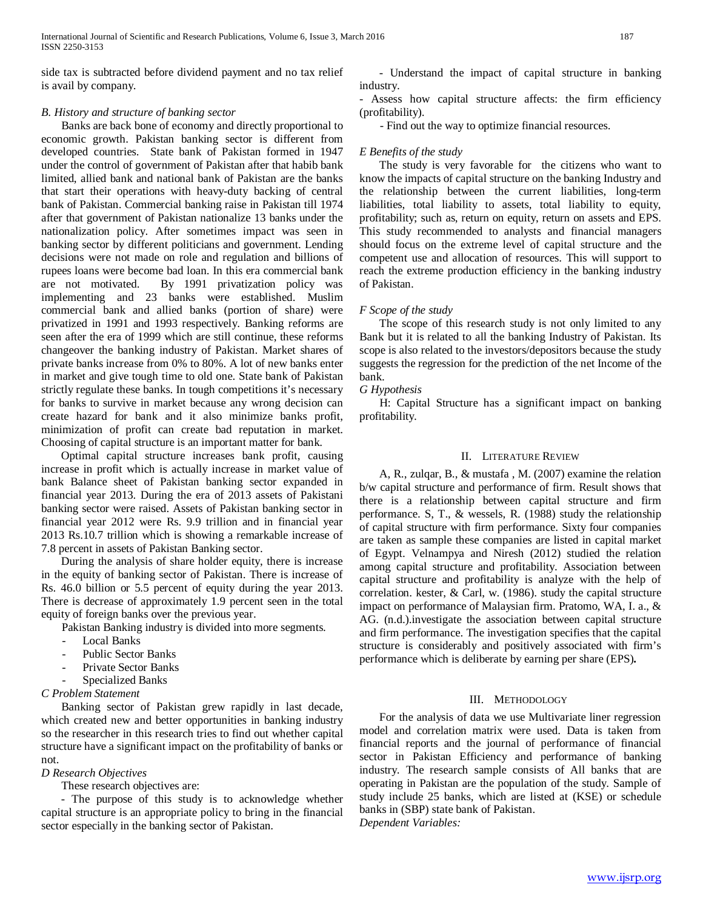side tax is subtracted before dividend payment and no tax relief is avail by company.

### *B. History and structure of banking sector*

Banks are back bone of economy and directly proportional to economic growth. Pakistan banking sector is different from developed countries. State bank of Pakistan formed in 1947 under the control of government of Pakistan after that habib bank limited, allied bank and national bank of Pakistan are the banks that start their operations with heavy-duty backing of central bank of Pakistan. Commercial banking raise in Pakistan till 1974 after that government of Pakistan nationalize 13 banks under the nationalization policy. After sometimes impact was seen in banking sector by different politicians and government. Lending decisions were not made on role and regulation and billions of rupees loans were become bad loan. In this era commercial bank are not motivated. By 1991 privatization policy was implementing and 23 banks were established. Muslim commercial bank and allied banks (portion of share) were privatized in 1991 and 1993 respectively. Banking reforms are seen after the era of 1999 which are still continue, these reforms changeover the banking industry of Pakistan. Market shares of private banks increase from 0% to 80%. A lot of new banks enter in market and give tough time to old one. State bank of Pakistan strictly regulate these banks. In tough competitions it's necessary for banks to survive in market because any wrong decision can create hazard for bank and it also minimize banks profit, minimization of profit can create bad reputation in market. Choosing of capital structure is an important matter for bank.

Optimal capital structure increases bank profit, causing increase in profit which is actually increase in market value of bank Balance sheet of Pakistan banking sector expanded in financial year 2013. During the era of 2013 assets of Pakistani banking sector were raised. Assets of Pakistan banking sector in financial year 2012 were Rs. 9.9 trillion and in financial year 2013 Rs.10.7 trillion which is showing a remarkable increase of 7.8 percent in assets of Pakistan Banking sector.

During the analysis of share holder equity, there is increase in the equity of banking sector of Pakistan. There is increase of Rs. 46.0 billion or 5.5 percent of equity during the year 2013. There is decrease of approximately 1.9 percent seen in the total equity of foreign banks over the previous year.

Pakistan Banking industry is divided into more segments.

- Local Banks
- Public Sector Banks
- Private Sector Banks
- Specialized Banks

### *C Problem Statement*

Banking sector of Pakistan grew rapidly in last decade, which created new and better opportunities in banking industry so the researcher in this research tries to find out whether capital structure have a significant impact on the profitability of banks or not.

### *D Research Objectives*

These research objectives are:

- The purpose of this study is to acknowledge whether capital structure is an appropriate policy to bring in the financial sector especially in the banking sector of Pakistan.
- Understand the impact of capital structure in banking industry.
- Assess how capital structure affects: the firm efficiency (profitability).
- Find out the way to optimize financial resources.

### *E Benefits of the study*

The study is very favorable for the citizens who want to know the impacts of capital structure on the banking Industry and the relationship between the current liabilities, long-term liabilities, total liability to assets, total liability to equity, profitability; such as, return on equity, return on assets and EPS. This study recommended to analysts and financial managers should focus on the extreme level of capital structure and the competent use and allocation of resources. This will support to reach the extreme production efficiency in the banking industry of Pakistan.

### *F Scope of the study*

The scope of this research study is not only limited to any Bank but it is related to all the banking Industry of Pakistan. Its scope is also related to the investors/depositors because the study suggests the regression for the prediction of the net Income of the bank.

### *G Hypothesis*

H: Capital Structure has a significant impact on banking profitability.

## II. Literature Review

A, R., zulqar, B., & mustafa , M. (2007) examine the relation b/w capital structure and performance of firm. Result shows that there is a relationship between capital structure and firm performance. S, T., & wessels, R. (1988) study the relationship of capital structure with firm performance. Sixty four companies are taken as sample these companies are listed in capital market of Egypt. Velnampya and Niresh (2012) studied the relation among capital structure and profitability. Association between capital structure and profitability is analyze with the help of correlation. kester, & Carl, w. (1986). study the capital structure impact on performance of Malaysian firm. Pratomo, WA, I. a., & AG. (n.d.).investigate the association between capital structure and firm performance. The investigation specifies that the capital structure is considerably and positively associated with firm's performance which is deliberate by earning per share (EPS)**.**

## III. Methodology

For the analysis of data we use Multivariate liner regression model and correlation matrix were used. Data is taken from financial reports and the journal of performance of financial sector in Pakistan Efficiency and performance of banking industry. The research sample consists of All banks that are operating in Pakistan are the population of the study. Sample of study include 25 banks, which are listed at (KSE) or schedule banks in (SBP) state bank of Pakistan.

*Dependent Variables:*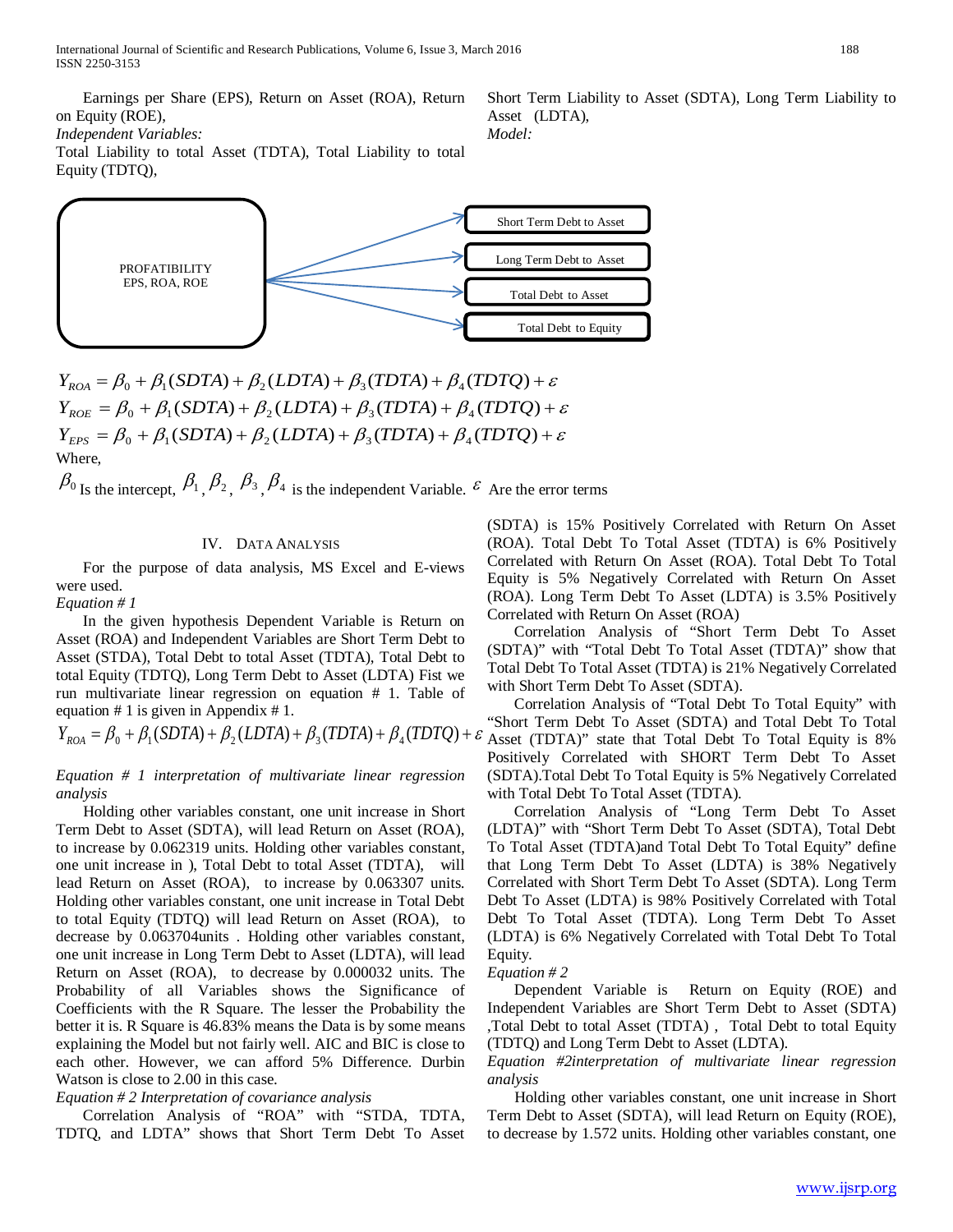Earnings per Share (EPS), Return on Asset (ROA), Return on Equity (ROE),

*Independent Variables:*

Total Liability to total Asset (TDTA), Total Liability to total Equity (TDTQ), Short Term Liability to Asset (SDTA), Long Term Liability to Asset (LDTA),

*Model:*

PROFATIBILITY
EPS, ROA, ROE

Short Term Debt to Asset

Long Term Debt to Asset

Total Debt to Asset

Total Debt to Equity

$$Y_{ROA} = \beta_0 + \beta_1(SDTA) + \beta_2(LDTA) + \beta_3(TDTA) + \beta_4(TDTQ) + \varepsilon$$

$$Y_{ROE} = \beta_0 + \beta_1(SDTA) + \beta_2(LDTA) + \beta_3(TDTA) + \beta_4(TDTQ) + \varepsilon$$

$$Y_{EPS} = \beta_0 + \beta_1(SDTA) + \beta_2(LDTA) + \beta_3(TDTA) + \beta_4(TDTQ) + \varepsilon$$

Where,

$\beta_0$ Is the intercept, $\beta_1$, $\beta_2$, $\beta_3$, $\beta_4$ is the independent Variable. $\varepsilon$ Are the error terms

## IV. Data Analysis

For the purpose of data analysis, MS Excel and E-views were used.

*Equation # 1*

In the given hypothesis Dependent Variable is Return on Asset (ROA) and Independent Variables are Short Term Debt to Asset (STDA), Total Debt to total Asset (TDTA), Total Debt to total Equity (TDTQ), Long Term Debt to Asset (LDTA) Fist we run multivariate linear regression on equation # 1. Table of equation # 1 is given in Appendix # 1.

$$Y_{ROA} = \beta_0 + \beta_1(SDTA) + \beta_2(LDTA) + \beta_3(TDTA) + \beta_4(TDTQ) + \varepsilon$$

*Equation # 1 interpretation of multivariate linear regression analysis*

Holding other variables constant, one unit increase in Short Term Debt to Asset (SDTA), will lead Return on Asset (ROA), to increase by 0.062319 units. Holding other variables constant, one unit increase in ), Total Debt to total Asset (TDTA), will lead Return on Asset (ROA), to increase by 0.063307 units. Holding other variables constant, one unit increase in Total Debt to total Equity (TDTQ) will lead Return on Asset (ROA), to decrease by 0.063704units . Holding other variables constant, one unit increase in Long Term Debt to Asset (LDTA), will lead Return on Asset (ROA), to decrease by 0.000032 units. The Probability of all Variables shows the Significance of Coefficients with the R Square. The lesser the Probability the better it is. R Square is 46.83% means the Data is by some means explaining the Model but not fairly well. AIC and BIC is close to each other. However, we can afford 5% Difference. Durbin Watson is close to 2.00 in this case.

*Equation # 2 Interpretation of covariance analysis*

Correlation Analysis of "ROA" with "STDA, TDTA, TDTQ, and LDTA" shows that Short Term Debt To Asset (SDTA) is 15% Positively Correlated with Return On Asset (ROA). Total Debt To Total Asset (TDTA) is 6% Positively Correlated with Return On Asset (ROA). Total Debt To Total Equity is 5% Negatively Correlated with Return On Asset (ROA). Long Term Debt To Asset (LDTA) is 3.5% Positively Correlated with Return On Asset (ROA)

Correlation Analysis of "Short Term Debt To Asset (SDTA)" with "Total Debt To Total Asset (TDTA)" show that Total Debt To Total Asset (TDTA) is 21% Negatively Correlated with Short Term Debt To Asset (SDTA).

Correlation Analysis of "Total Debt To Total Equity" with "Short Term Debt To Asset (SDTA) and Total Debt To Total Asset (TDTA)" state that Total Debt To Total Equity is 8% Positively Correlated with SHORT Term Debt To Asset (SDTA).Total Debt To Total Equity is 5% Negatively Correlated with Total Debt To Total Asset (TDTA).

Correlation Analysis of "Long Term Debt To Asset (LDTA)" with "Short Term Debt To Asset (SDTA), Total Debt To Total Asset (TDTA)and Total Debt To Total Equity" define that Long Term Debt To Asset (LDTA) is 38% Negatively Correlated with Short Term Debt To Asset (SDTA). Long Term Debt To Asset (LDTA) is 98% Positively Correlated with Total Debt To Total Asset (TDTA). Long Term Debt To Asset (LDTA) is 6% Negatively Correlated with Total Debt To Total Equity.

*Equation # 2*

Dependent Variable is Return on Equity (ROE) and Independent Variables are Short Term Debt to Asset (SDTA) ,Total Debt to total Asset (TDTA) , Total Debt to total Equity (TDTQ) and Long Term Debt to Asset (LDTA).

*Equation #2interpretation of multivariate linear regression analysis*

Holding other variables constant, one unit increase in Short Term Debt to Asset (SDTA), will lead Return on Equity (ROE), to decrease by 1.572 units. Holding other variables constant, one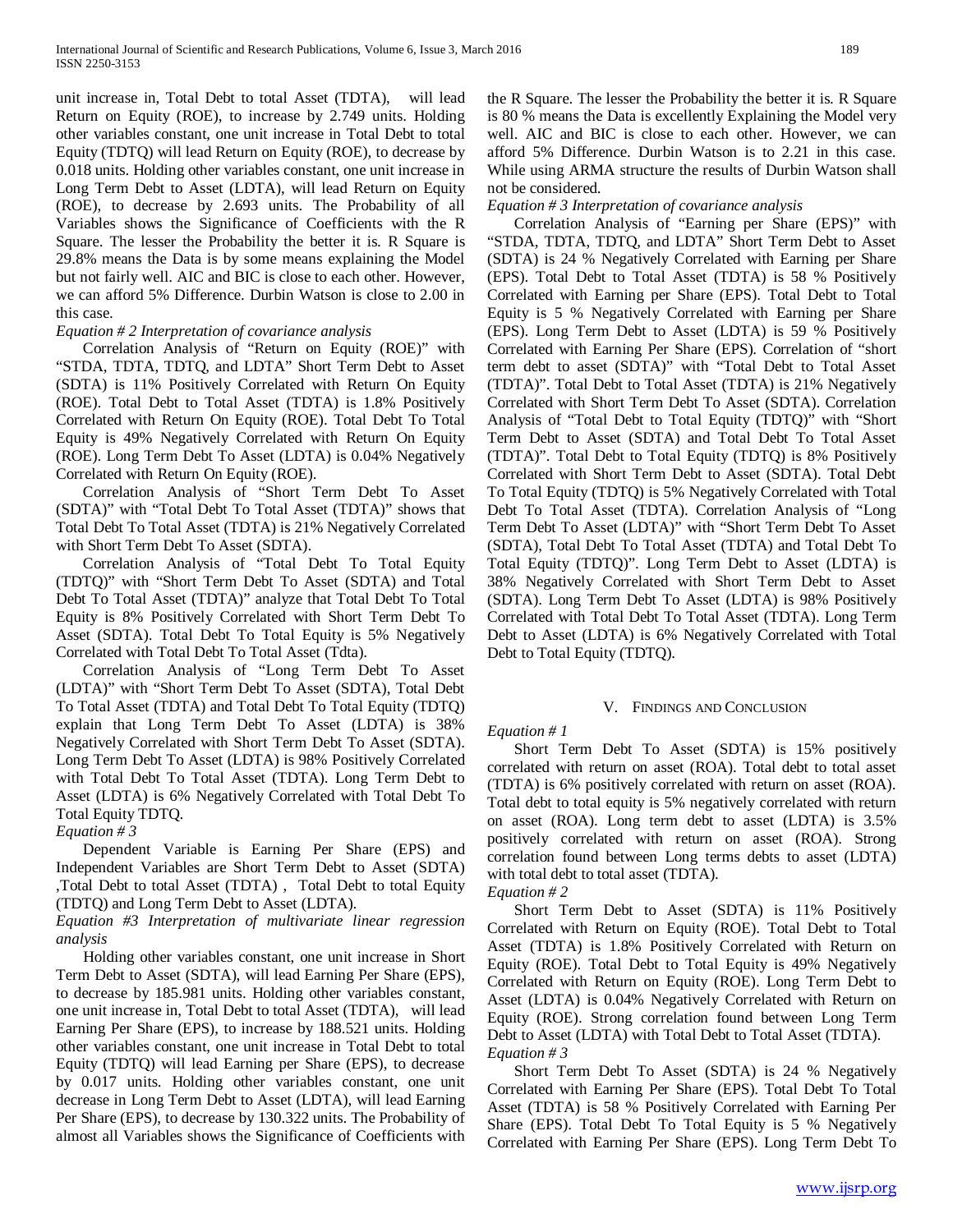unit increase in, Total Debt to total Asset (TDTA), will lead Return on Equity (ROE), to increase by 2.749 units. Holding other variables constant, one unit increase in Total Debt to total Equity (TDTQ) will lead Return on Equity (ROE), to decrease by 0.018 units. Holding other variables constant, one unit increase in Long Term Debt to Asset (LDTA), will lead Return on Equity (ROE), to decrease by 2.693 units. The Probability of all Variables shows the Significance of Coefficients with the R Square. The lesser the Probability the better it is. R Square is 29.8% means the Data is by some means explaining the Model but not fairly well. AIC and BIC is close to each other. However, we can afford 5% Difference. Durbin Watson is close to 2.00 in this case.

*Equation # 2 Interpretation of covariance analysis*

Correlation Analysis of "Return on Equity (ROE)" with "STDA, TDTA, TDTQ, and LDTA" Short Term Debt to Asset (SDTA) is 11% Positively Correlated with Return On Equity (ROE). Total Debt to Total Asset (TDTA) is 1.8% Positively Correlated with Return On Equity (ROE). Total Debt To Total Equity is 49% Negatively Correlated with Return On Equity (ROE). Long Term Debt To Asset (LDTA) is 0.04% Negatively Correlated with Return On Equity (ROE).

Correlation Analysis of "Short Term Debt To Asset (SDTA)" with "Total Debt To Total Asset (TDTA)" shows that Total Debt To Total Asset (TDTA) is 21% Negatively Correlated with Short Term Debt To Asset (SDTA).

Correlation Analysis of "Total Debt To Total Equity (TDTQ)" with "Short Term Debt To Asset (SDTA) and Total Debt To Total Asset (TDTA)" analyze that Total Debt To Total Equity is 8% Positively Correlated with Short Term Debt To Asset (SDTA). Total Debt To Total Equity is 5% Negatively Correlated with Total Debt To Total Asset (Tdta).

Correlation Analysis of "Long Term Debt To Asset (LDTA)" with "Short Term Debt To Asset (SDTA), Total Debt To Total Asset (TDTA) and Total Debt To Total Equity (TDTQ) explain that Long Term Debt To Asset (LDTA) is 38% Negatively Correlated with Short Term Debt To Asset (SDTA). Long Term Debt To Asset (LDTA) is 98% Positively Correlated with Total Debt To Total Asset (TDTA). Long Term Debt to Asset (LDTA) is 6% Negatively Correlated with Total Debt To Total Equity TDTQ.

*Equation # 3*

Dependent Variable is Earning Per Share (EPS) and Independent Variables are Short Term Debt to Asset (SDTA) ,Total Debt to total Asset (TDTA) , Total Debt to total Equity (TDTQ) and Long Term Debt to Asset (LDTA).

*Equation #3 Interpretation of multivariate linear regression analysis*

Holding other variables constant, one unit increase in Short Term Debt to Asset (SDTA), will lead Earning Per Share (EPS), to decrease by 185.981 units. Holding other variables constant, one unit increase in, Total Debt to total Asset (TDTA), will lead Earning Per Share (EPS), to increase by 188.521 units. Holding other variables constant, one unit increase in Total Debt to total Equity (TDTQ) will lead Earning per Share (EPS), to decrease by 0.017 units. Holding other variables constant, one unit decrease in Long Term Debt to Asset (LDTA), will lead Earning Per Share (EPS), to decrease by 130.322 units. The Probability of almost all Variables shows the Significance of Coefficients with the R Square. The lesser the Probability the better it is. R Square is 80 % means the Data is excellently Explaining the Model very well. AIC and BIC is close to each other. However, we can afford 5% Difference. Durbin Watson is to 2.21 in this case. While using ARMA structure the results of Durbin Watson shall not be considered.

*Equation # 3 Interpretation of covariance analysis*

Correlation Analysis of "Earning per Share (EPS)" with "STDA, TDTA, TDTQ, and LDTA" Short Term Debt to Asset (SDTA) is 24 % Negatively Correlated with Earning per Share (EPS). Total Debt to Total Asset (TDTA) is 58 % Positively Correlated with Earning per Share (EPS). Total Debt to Total Equity is 5 % Negatively Correlated with Earning per Share (EPS). Long Term Debt to Asset (LDTA) is 59 % Positively Correlated with Earning Per Share (EPS). Correlation of "short term debt to asset (SDTA)" with "Total Debt to Total Asset (TDTA)". Total Debt to Total Asset (TDTA) is 21% Negatively Correlated with Short Term Debt To Asset (SDTA). Correlation Analysis of "Total Debt to Total Equity (TDTQ)" with "Short Term Debt to Asset (SDTA) and Total Debt To Total Asset (TDTA)". Total Debt to Total Equity (TDTQ) is 8% Positively Correlated with Short Term Debt to Asset (SDTA). Total Debt To Total Equity (TDTQ) is 5% Negatively Correlated with Total Debt To Total Asset (TDTA). Correlation Analysis of "Long Term Debt To Asset (LDTA)" with "Short Term Debt To Asset (SDTA), Total Debt To Total Asset (TDTA) and Total Debt To Total Equity (TDTQ)". Long Term Debt to Asset (LDTA) is 38% Negatively Correlated with Short Term Debt to Asset (SDTA). Long Term Debt To Asset (LDTA) is 98% Positively Correlated with Total Debt To Total Asset (TDTA). Long Term Debt to Asset (LDTA) is 6% Negatively Correlated with Total Debt to Total Equity (TDTQ).

## V. Findings and Conclusion

*Equation # 1*

Short Term Debt To Asset (SDTA) is 15% positively correlated with return on asset (ROA). Total debt to total asset (TDTA) is 6% positively correlated with return on asset (ROA). Total debt to total equity is 5% negatively correlated with return on asset (ROA). Long term debt to asset (LDTA) is 3.5% positively correlated with return on asset (ROA). Strong correlation found between Long terms debts to asset (LDTA) with total debt to total asset (TDTA).

*Equation # 2*

Short Term Debt to Asset (SDTA) is 11% Positively Correlated with Return on Equity (ROE). Total Debt to Total Asset (TDTA) is 1.8% Positively Correlated with Return on Equity (ROE). Total Debt to Total Equity is 49% Negatively Correlated with Return on Equity (ROE). Long Term Debt to Asset (LDTA) is 0.04% Negatively Correlated with Return on Equity (ROE). Strong correlation found between Long Term Debt to Asset (LDTA) with Total Debt to Total Asset (TDTA).

*Equation # 3*

Short Term Debt To Asset (SDTA) is 24 % Negatively Correlated with Earning Per Share (EPS). Total Debt To Total Asset (TDTA) is 58 % Positively Correlated with Earning Per Share (EPS). Total Debt To Total Equity is 5 % Negatively Correlated with Earning Per Share (EPS). Long Term Debt To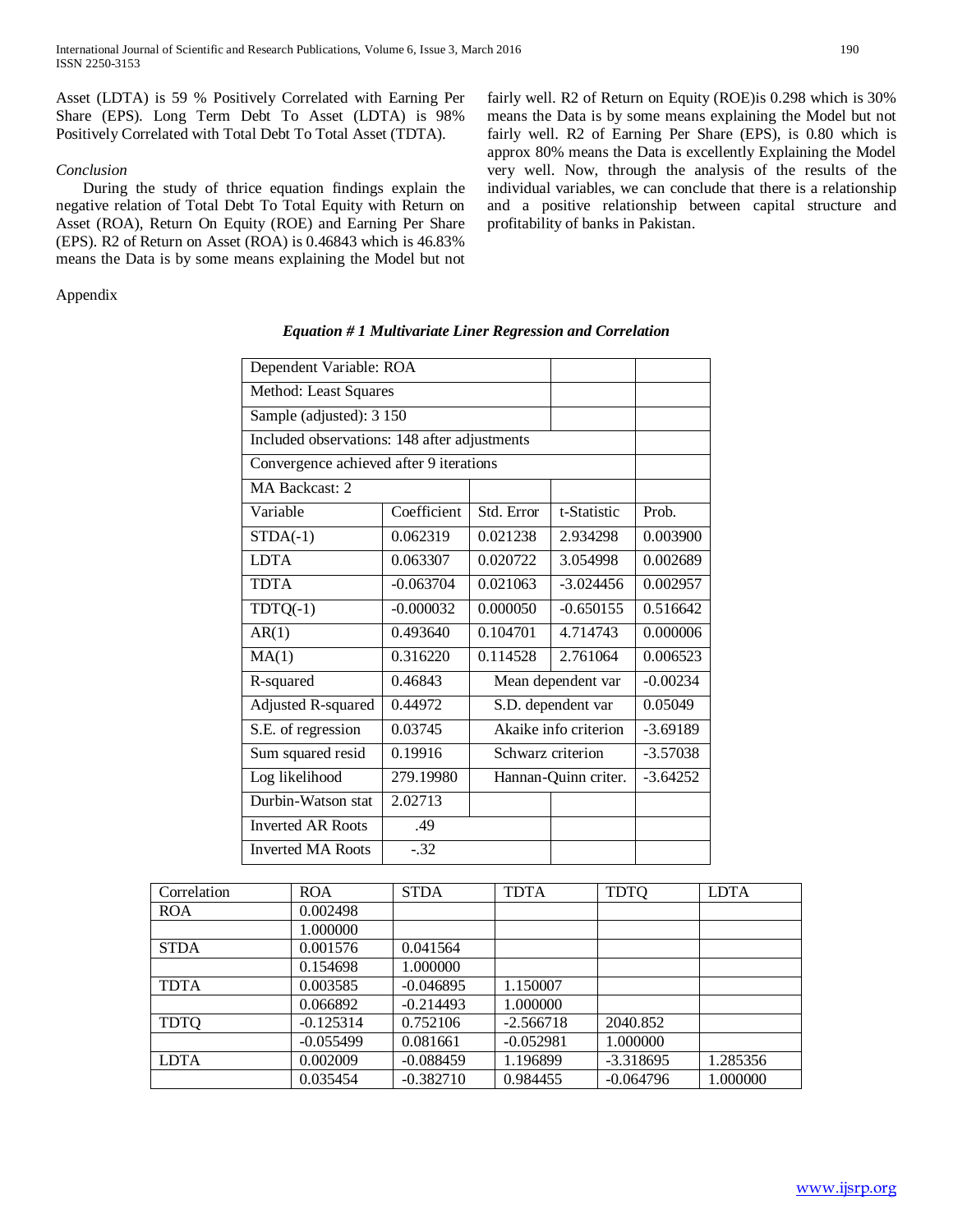Asset (LDTA) is 59 % Positively Correlated with Earning Per Share (EPS). Long Term Debt To Asset (LDTA) is 98% Positively Correlated with Total Debt To Total Asset (TDTA).

*Conclusion*

During the study of thrice equation findings explain the negative relation of Total Debt To Total Equity with Return on Asset (ROA), Return On Equity (ROE) and Earning Per Share (EPS). R2 of Return on Asset (ROA) is 0.46843 which is 46.83% means the Data is by some means explaining the Model but not fairly well. R2 of Return on Equity (ROE)is 0.298 which is 30% means the Data is by some means explaining the Model but not fairly well. R2 of Earning Per Share (EPS), is 0.80 which is approx 80% means the Data is excellently Explaining the Model very well. Now, through the analysis of the results of the individual variables, we can conclude that there is a relationship and a positive relationship between capital structure and profitability of banks in Pakistan.

Appendix

***Equation # 1 Multivariate Liner Regression and Correlation***

| Dependent Variable: ROA | | | | |
|---|---|---|---|---|
| Method: Least Squares | | | | |
| Sample (adjusted): 3 150 | | | | |
| Included observations: 148 after adjustments | | | | |
| Convergence achieved after 9 iterations | | | | |
| MA Backcast: 2 | | | | |
| Variable | Coefficient | Std. Error | t-Statistic | Prob. |
| STDA(-1) | 0.062319 | 0.021238 | 2.934298 | 0.003900 |
| LDTA | 0.063307 | 0.020722 | 3.054998 | 0.002689 |
| TDTA | -0.063704 | 0.021063 | -3.024456 | 0.002957 |
| TDTQ(-1) | -0.000032 | 0.000050 | -0.650155 | 0.516642 |
| AR(1) | 0.493640 | 0.104701 | 4.714743 | 0.000006 |
| MA(1) | 0.316220 | 0.114528 | 2.761064 | 0.006523 |
| R-squared | 0.46843 | Mean dependent var | | -0.00234 |
| Adjusted R-squared | 0.44972 | S.D. dependent var | | 0.05049 |
| S.E. of regression | 0.03745 | Akaike info criterion | | -3.69189 |
| Sum squared resid | 0.19916 | Schwarz criterion | | -3.57038 |
| Log likelihood | 279.19980 | Hannan-Quinn criter. | | -3.64252 |
| Durbin-Watson stat | 2.02713 | | | |
| Inverted AR Roots | .49 | | | |
| Inverted MA Roots | -.32 | | | |

| Correlation | ROA | STDA | TDTA | TDTQ | LDTA |
|---|---|---|---|---|---|
| ROA | 0.002498 | | | | |
| | 1.000000 | | | | |
| STDA | 0.001576 | 0.041564 | | | |
| | 0.154698 | 1.000000 | | | |
| TDTA | 0.003585 | -0.046895 | 1.150007 | | |
| | 0.066892 | -0.214493 | 1.000000 | | |
| TDTQ | -0.125314 | 0.752106 | -2.566718 | 2040.852 | |
| | -0.055499 | 0.081661 | -0.052981 | 1.000000 | |
| LDTA | 0.002009 | -0.088459 | 1.196899 | -3.318695 | 1.285356 |
| | 0.035454 | -0.382710 | 0.984455 | -0.064796 | 1.000000 |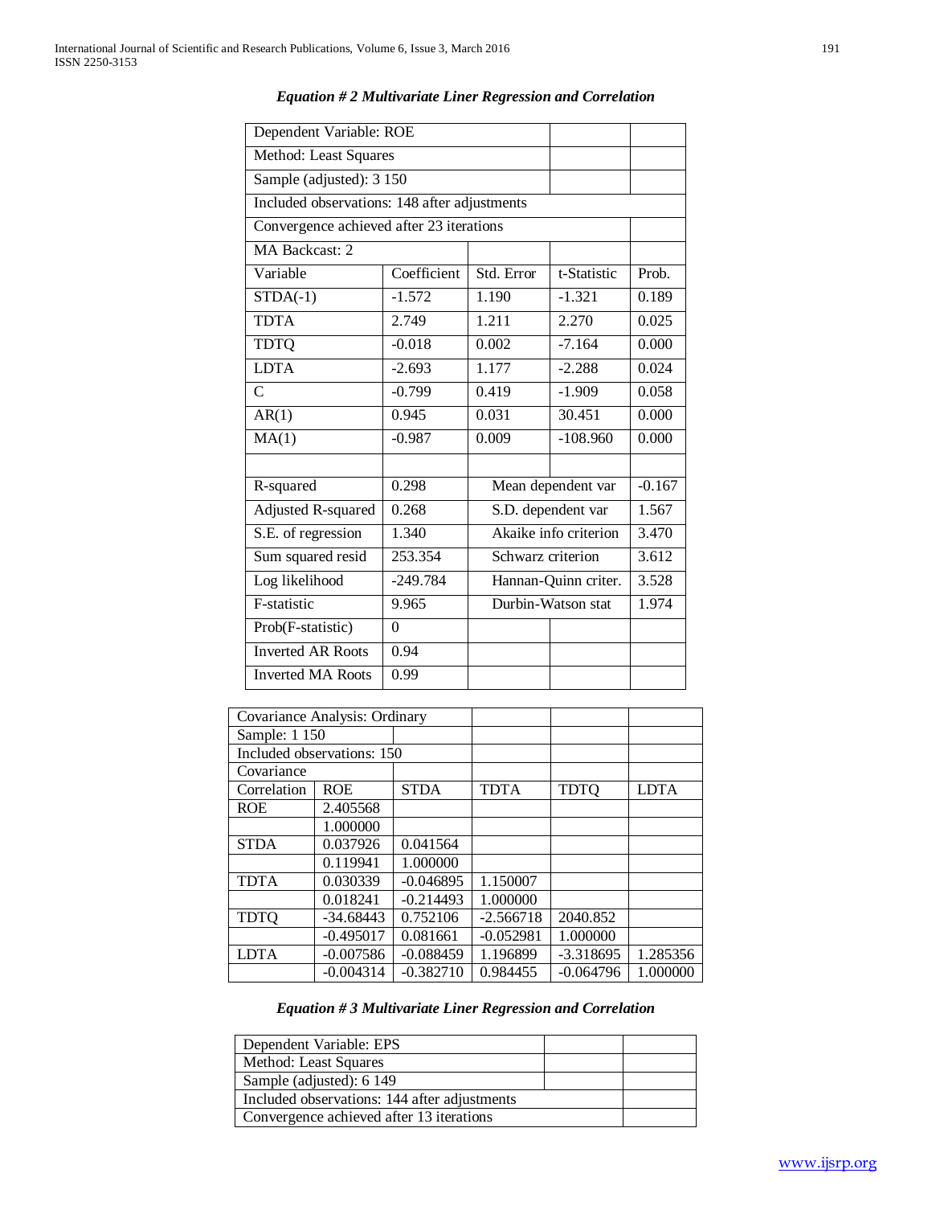***Equation # 2 Multivariate Liner Regression and Correlation***

| Dependent Variable: ROE | | | | |
|---|---|---|---|---|
| Method: Least Squares | | | | |
| Sample (adjusted): 3 150 | | | | |
| Included observations: 148 after adjustments | | | | |
| Convergence achieved after 23 iterations | | | | |
| MA Backcast: 2 | | | | |
| Variable | Coefficient | Std. Error | t-Statistic | Prob. |
| STDA(-1) | -1.572 | 1.190 | -1.321 | 0.189 |
| TDTA | 2.749 | 1.211 | 2.270 | 0.025 |
| TDTQ | -0.018 | 0.002 | -7.164 | 0.000 |
| LDTA | -2.693 | 1.177 | -2.288 | 0.024 |
| C | -0.799 | 0.419 | -1.909 | 0.058 |
| AR(1) | 0.945 | 0.031 | 30.451 | 0.000 |
| MA(1) | -0.987 | 0.009 | -108.960 | 0.000 |
| | | | | |
| R-squared | 0.298 | Mean dependent var | | -0.167 |
| Adjusted R-squared | 0.268 | S.D. dependent var | | 1.567 |
| S.E. of regression | 1.340 | Akaike info criterion | | 3.470 |
| Sum squared resid | 253.354 | Schwarz criterion | | 3.612 |
| Log likelihood | -249.784 | Hannan-Quinn criter. | | 3.528 |
| F-statistic | 9.965 | Durbin-Watson stat | | 1.974 |
| Prob(F-statistic) | 0 | | | |
| Inverted AR Roots | 0.94 | | | |
| Inverted MA Roots | 0.99 | | | |

| Covariance Analysis: Ordinary | | | | | |
|---|---|---|---|---|---|
| Sample: 1 150 | | | | | |
| Included observations: 150 | | | | | |
| Covariance | | | | | |
| Correlation | ROE | STDA | TDTA | TDTQ | LDTA |
| ROE | 2.405568 | | | | |
| | 1.000000 | | | | |
| STDA | 0.037926 | 0.041564 | | | |
| | 0.119941 | 1.000000 | | | |
| TDTA | 0.030339 | -0.046895 | 1.150007 | | |
| | 0.018241 | -0.214493 | 1.000000 | | |
| TDTQ | -34.68443 | 0.752106 | -2.566718 | 2040.852 | |
| | -0.495017 | 0.081661 | -0.052981 | 1.000000 | |
| LDTA | -0.007586 | -0.088459 | 1.196899 | -3.318695 | 1.285356 |
| | -0.004314 | -0.382710 | 0.984455 | -0.064796 | 1.000000 |

***Equation # 3 Multivariate Liner Regression and Correlation***

| Dependent Variable: EPS | | |
|---|---|---|
| Method: Least Squares | | |
| Sample (adjusted): 6 149 | | |
| Included observations: 144 after adjustments | | |
| Convergence achieved after 13 iterations | | |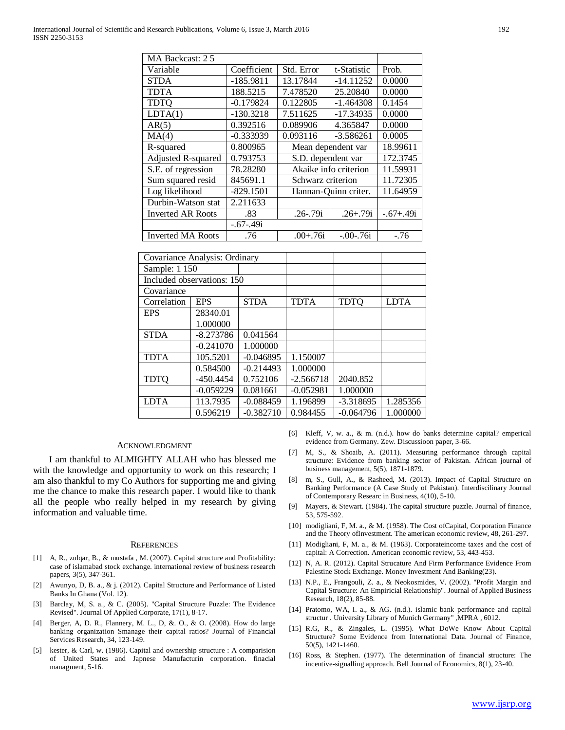| MA Backcast: 2 5 | | | | |
|---|---|---|---|---|
| Variable | Coefficient | Std. Error | t-Statistic | Prob. |
| STDA | -185.9811 | 13.17844 | -14.11252 | 0.0000 |
| TDTA | 188.5215 | 7.478520 | 25.20840 | 0.0000 |
| TDTQ | -0.179824 | 0.122805 | -1.464308 | 0.1454 |
| LDTA(1) | -130.3218 | 7.511625 | -17.34935 | 0.0000 |
| AR(5) | 0.392516 | 0.089906 | 4.365847 | 0.0000 |
| MA(4) | -0.333939 | 0.093116 | -3.586261 | 0.0005 |
| R-squared | 0.800965 | Mean dependent var | | 18.99611 |
| Adjusted R-squared | 0.793753 | S.D. dependent var | | 172.3745 |
| S.E. of regression | 78.28280 | Akaike info criterion | | 11.59931 |
| Sum squared resid | 845691.1 | Schwarz criterion | | 11.72305 |
| Log likelihood | -829.1501 | Hannan-Quinn criter. | | 11.64959 |
| Durbin-Watson stat | 2.211633 | | | |
| Inverted AR Roots | .83 | .26-.79i | .26+.79i | -.67+.49i |
| | -.67-.49i | | | |
| Inverted MA Roots | .76 | .00+.76i | -.00-.76i | -.76 |

| Covariance Analysis: Ordinary | | | | | |
|---|---|---|---|---|---|
| Sample: 1 150 | | | | | |
| Included observations: 150 | | | | | |
| Covariance | | | | | |
| Correlation | EPS | STDA | TDTA | TDTQ | LDTA |
| EPS | 28340.01 | | | | |
| | 1.000000 | | | | |
| STDA | -8.273786 | 0.041564 | | | |
| | -0.241070 | 1.000000 | | | |
| TDTA | 105.5201 | -0.046895 | 1.150007 | | |
| | 0.584500 | -0.214493 | 1.000000 | | |
| TDTQ | -450.4454 | 0.752106 | -2.566718 | 2040.852 | |
| | -0.059229 | 0.081661 | -0.052981 | 1.000000 | |
| LDTA | 113.7935 | -0.088459 | 1.196899 | -3.318695 | 1.285356 |
| | 0.596219 | -0.382710 | 0.984455 | -0.064796 | 1.000000 |

## Acknowledgment

I am thankful to ALMIGHTY ALLAH who has blessed me with the knowledge and opportunity to work on this research; I am also thankful to my Co Authors for supporting me and giving me the chance to make this research paper. I would like to thank all the people who really helped in my research by giving information and valuable time.

## References

[1] A, R., zulqar, B., & mustafa , M. (2007). Capital structure and Profitability: case of islamabad stock exchange. international review of business research papers, 3(5), 347-361.

[2] Awunyo, D, B. a., & j. (2012). Capital Structure and Performance of Listed Banks In Ghana (Vol. 12).

[3] Barclay, M, S. a., & C. (2005). "Capital Structure Puzzle: The Evidence Revised". Journal Of Applied Corporate, 17(1), 8-17.

[4] Berger, A, D. R., Flannery, M. L., D, &. O., & O. (2008). How do large banking organization Smanage their capital ratios? Journal of Financial Services Research, 34, 123-149.

[5] kester, & Carl, w. (1986). Capital and ownership structure : A comparision of United States and Japnese Manufacturin corporation. finacial managment, 5-16.

[6] Kleff, V, w. a., & m. (n.d.). how do banks determine capital? emperical evidence from Germany. Zew. Discussioon paper, 3-66.

[7] M, S., & Shoaib, A. (2011). Measuring performance through capital structure: Evidence from banking sector of Pakistan. African journal of business management, 5(5), 1871-1879.

[8] m, S., Gull, A., & Rasheed, M. (2013). Impact of Capital Structure on Banking Performance (A Case Study of Pakistan). Interdiscilinary Journal of Contemporary Researc in Business, 4(10), 5-10.

[9] Mayers, & Stewart. (1984). The capital structure puzzle. Journal of finance, 53, 575-592.

[10] modigliani, F, M. a., & M. (1958). The Cost ofCapital, Corporation Finance and the Theory ofInvestment. The american economic review, 48, 261-297.

[11] Modigliani, F, M. a., & M. (1963). Corporateincome taxes and the cost of capital: A Correction. American economic review, 53, 443-453.

[12] N, A. R. (2012). Capital Strucature And Firm Performance Evidence From Palestine Stock Exchange. Money Investment And Banking(23).

[13] N.P., E., Frangouli, Z. a., & Neokosmides, V. (2002). "Profit Margin and Capital Structure: An Empiricial Relationship". Journal of Applied Business Research, 18(2), 85-88.

[14] Pratomo, WA, I. a., & AG. (n.d.). islamic bank performance and capital structur . University Library of Munich Germany" ,MPRA , 6012.

[15] R.G, R., & Zingales, L. (1995). What DoWe Know About Capital Structure? Some Evidence from International Data. Journal of Finance, 50(5), 1421-1460.

[16] Ross, & Stephen. (1977). The determination of financial structure: The incentive-signalling approach. Bell Journal of Economics, 8(1), 23-40.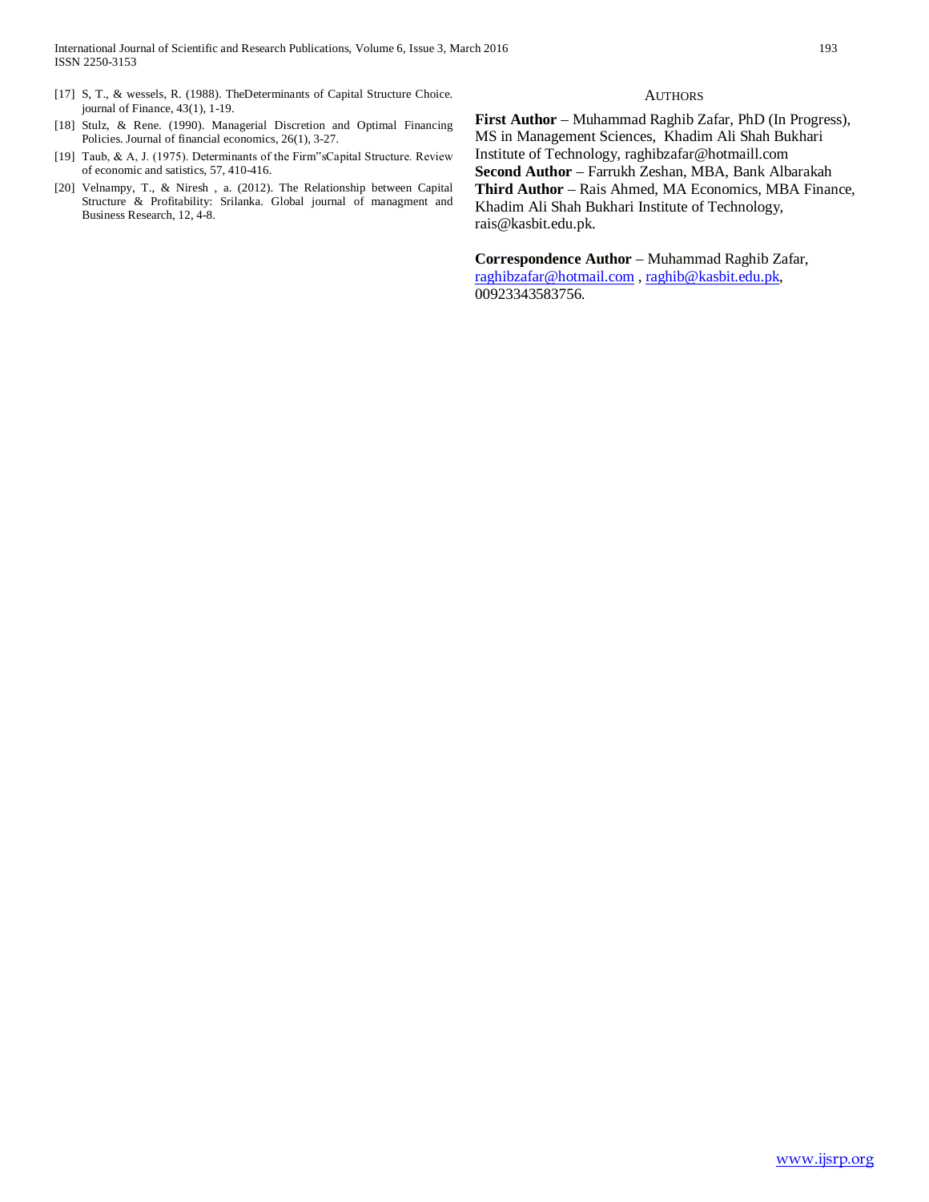[17] S, T., & wessels, R. (1988). TheDeterminants of Capital Structure Choice. journal of Finance, 43(1), 1-19.

[18] Stulz, & Rene. (1990). Managerial Discretion and Optimal Financing Policies. Journal of financial economics, 26(1), 3-27.

[19] Taub, & A, J. (1975). Determinants of the Firm"sCapital Structure. Review of economic and satistics, 57, 410-416.

[20] Velnampy, T., & Niresh , a. (2012). The Relationship between Capital Structure & Profitability: Srilanka. Global journal of managment and Business Research, 12, 4-8.

## AUTHORS

**First Author** – Muhammad Raghib Zafar, PhD (In Progress), MS in Management Sciences, Khadim Ali Shah Bukhari Institute of Technology, raghibzafar@hotmaill.com
**Second Author** – Farrukh Zeshan, MBA, Bank Albarakah
**Third Author** – Rais Ahmed, MA Economics, MBA Finance, Khadim Ali Shah Bukhari Institute of Technology, rais@kasbit.edu.pk.

**Correspondence Author** – Muhammad Raghib Zafar, raghibzafar@hotmail.com , raghib@kasbit.edu.pk, 00923343583756.